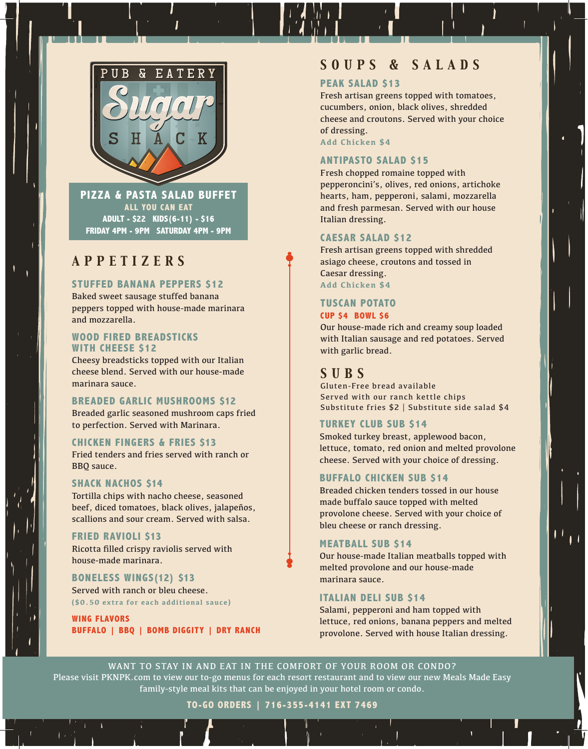# PUB & EATERY Sugar SHACK

**PIZZA & PASTA SALAD BUFFET**
**ALL YOU CAN EAT**
**ADULT - $22   KIDS(6-11) - $16**
**FRIDAY 4PM - 9PM   SATURDAY 4PM - 9PM**

## APPETIZERS

### STUFFED BANANA PEPPERS $12
Baked sweet sausage stuffed banana peppers topped with house-made marinara and mozzarella.

### WOOD FIRED BREADSTICKS WITH CHEESE $12
Cheesy breadsticks topped with our Italian cheese blend. Served with our house-made marinara sauce.

### BREADED GARLIC MUSHROOMS $12
Breaded garlic seasoned mushroom caps fried to perfection. Served with Marinara.

### CHICKEN FINGERS & FRIES $13
Fried tenders and fries served with ranch or BBQ sauce.

### SHACK NACHOS $14
Tortilla chips with nacho cheese, seasoned beef, diced tomatoes, black olives, jalapeños, scallions and sour cream. Served with salsa.

### FRIED RAVIOLI $13
Ricotta filled crispy raviolis served with house-made marinara.

### BONELESS WINGS(12) $13
Served with ranch or bleu cheese.
($0.50 extra for each additional sauce)

**WING FLAVORS**
**BUFFALO | BBQ | BOMB DIGGITY | DRY RANCH**

## SOUPS & SALADS

### PEAK SALAD $13
Fresh artisan greens topped with tomatoes, cucumbers, onion, black olives, shredded cheese and croutons. Served with your choice of dressing.
Add Chicken $4

### ANTIPASTO SALAD $15
Fresh chopped romaine topped with pepperoncini's, olives, red onions, artichoke hearts, ham, pepperoni, salami, mozzarella and fresh parmesan. Served with our house Italian dressing.

### CAESAR SALAD $12
Fresh artisan greens topped with shredded asiago cheese, croutons and tossed in Caesar dressing.
Add Chicken $4

### TUSCAN POTATO
**CUP $4  BOWL $6**
Our house-made rich and creamy soup loaded with Italian sausage and red potatoes. Served with garlic bread.

## SUBS

Gluten-Free bread available
Served with our ranch kettle chips
Substitute fries $2 | Substitute side salad $4

### TURKEY CLUB SUB $14
Smoked turkey breast, applewood bacon, lettuce, tomato, red onion and melted provolone cheese. Served with your choice of dressing.

### BUFFALO CHICKEN SUB $14
Breaded chicken tenders tossed in our house made buffalo sauce topped with melted provolone cheese. Served with your choice of bleu cheese or ranch dressing.

### MEATBALL SUB $14
Our house-made Italian meatballs topped with melted provolone and our house-made marinara sauce.

### ITALIAN DELI SUB $14
Salami, pepperoni and ham topped with lettuce, red onions, banana peppers and melted provolone. Served with house Italian dressing.

WANT TO STAY IN AND EAT IN THE COMFORT OF YOUR ROOM OR CONDO?
Please visit PKNPK.com to view our to-go menus for each resort restaurant and to view our new Meals Made Easy family-style meal kits that can be enjoyed in your hotel room or condo.

**TO-GO ORDERS | 716-355-4141 EXT 7469**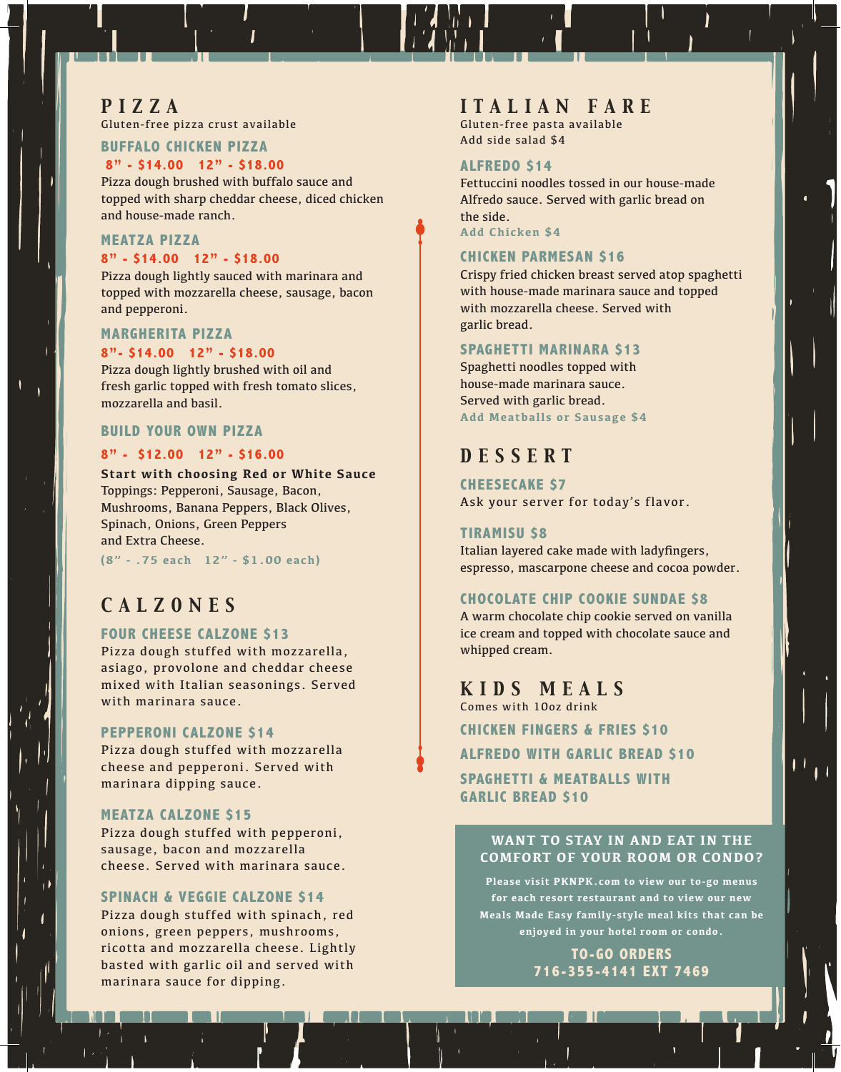# PIZZA

Gluten-free pizza crust available

### BUFFALO CHICKEN PIZZA

**8" - $14.00   12" - $18.00**

Pizza dough brushed with buffalo sauce and topped with sharp cheddar cheese, diced chicken and house-made ranch.

### MEATZA PIZZA

**8" - $14.00   12" - $18.00**

Pizza dough lightly sauced with marinara and topped with mozzarella cheese, sausage, bacon and pepperoni.

### MARGHERITA PIZZA

**8"- $14.00   12" - $18.00**

Pizza dough lightly brushed with oil and fresh garlic topped with fresh tomato slices, mozzarella and basil.

### BUILD YOUR OWN PIZZA

**8" -  $12.00   12" - $16.00**

**Start with choosing Red or White Sauce**

Toppings: Pepperoni, Sausage, Bacon, Mushrooms, Banana Peppers, Black Olives, Spinach, Onions, Green Peppers and Extra Cheese.

**(8" - .75 each   12" - $1.00 each)**

# CALZONES

### FOUR CHEESE CALZONE $13

Pizza dough stuffed with mozzarella, asiago, provolone and cheddar cheese mixed with Italian seasonings. Served with marinara sauce.

### PEPPERONI CALZONE $14

Pizza dough stuffed with mozzarella cheese and pepperoni. Served with marinara dipping sauce.

### MEATZA CALZONE $15

Pizza dough stuffed with pepperoni, sausage, bacon and mozzarella cheese. Served with marinara sauce.

### SPINACH & VEGGIE CALZONE $14

Pizza dough stuffed with spinach, red onions, green peppers, mushrooms, ricotta and mozzarella cheese. Lightly basted with garlic oil and served with marinara sauce for dipping.

# ITALIAN FARE

Gluten-free pasta available
Add side salad $4

### ALFREDO $14

Fettuccini noodles tossed in our house-made Alfredo sauce. Served with garlic bread on the side.

**Add Chicken $4**

### CHICKEN PARMESAN $16

Crispy fried chicken breast served atop spaghetti with house-made marinara sauce and topped with mozzarella cheese. Served with garlic bread.

### SPAGHETTI MARINARA $13

Spaghetti noodles topped with house-made marinara sauce. Served with garlic bread.

**Add Meatballs or Sausage $4**

# DESSERT

### CHEESECAKE $7

Ask your server for today's flavor.

### TIRAMISU $8

Italian layered cake made with ladyfingers, espresso, mascarpone cheese and cocoa powder.

### CHOCOLATE CHIP COOKIE SUNDAE $8

A warm chocolate chip cookie served on vanilla ice cream and topped with chocolate sauce and whipped cream.

# KIDS MEALS

Comes with 10oz drink

### CHICKEN FINGERS & FRIES $10

### ALFREDO WITH GARLIC BREAD $10

### SPAGHETTI & MEATBALLS WITH GARLIC BREAD $10

**WANT TO STAY IN AND EAT IN THE COMFORT OF YOUR ROOM OR CONDO?**

**Please visit PKNPK.com to view our to-go menus for each resort restaurant and to view our new Meals Made Easy family-style meal kits that can be enjoyed in your hotel room or condo.**

**TO-GO ORDERS**
**716-355-4141 EXT 7469**